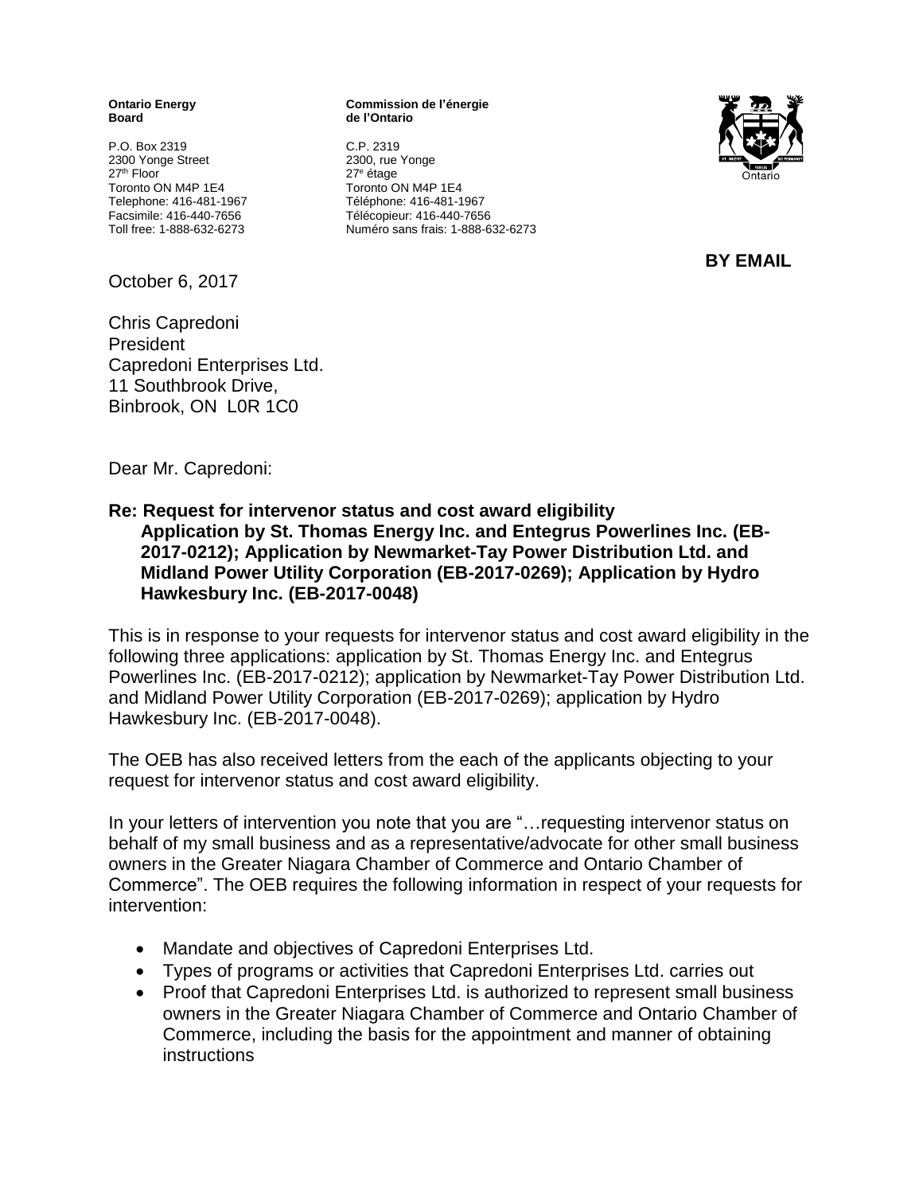**Ontario Energy Board**

P.O. Box 2319
2300 Yonge Street
27th Floor
Toronto ON M4P 1E4
Telephone: 416-481-1967
Facsimile: 416-440-7656
Toll free: 1-888-632-6273

**Commission de l'énergie de l'Ontario**

C.P. 2319
2300, rue Yonge
27e étage
Toronto ON M4P 1E4
Téléphone: 416-481-1967
Télécopieur: 416-440-7656
Numéro sans frais: 1-888-632-6273

**BY EMAIL**

October 6, 2017

Chris Capredoni
President
Capredoni Enterprises Ltd.
11 Southbrook Drive,
Binbrook, ON L0R 1C0

Dear Mr. Capredoni:

**Re: Request for intervenor status and cost award eligibility
Application by St. Thomas Energy Inc. and Entegrus Powerlines Inc. (EB-2017-0212); Application by Newmarket-Tay Power Distribution Ltd. and Midland Power Utility Corporation (EB-2017-0269); Application by Hydro Hawkesbury Inc. (EB-2017-0048)**

This is in response to your requests for intervenor status and cost award eligibility in the following three applications: application by St. Thomas Energy Inc. and Entegrus Powerlines Inc. (EB-2017-0212); application by Newmarket-Tay Power Distribution Ltd. and Midland Power Utility Corporation (EB-2017-0269); application by Hydro Hawkesbury Inc. (EB-2017-0048).

The OEB has also received letters from the each of the applicants objecting to your request for intervenor status and cost award eligibility.

In your letters of intervention you note that you are "…requesting intervenor status on behalf of my small business and as a representative/advocate for other small business owners in the Greater Niagara Chamber of Commerce and Ontario Chamber of Commerce". The OEB requires the following information in respect of your requests for intervention:

- Mandate and objectives of Capredoni Enterprises Ltd.
- Types of programs or activities that Capredoni Enterprises Ltd. carries out
- Proof that Capredoni Enterprises Ltd. is authorized to represent small business owners in the Greater Niagara Chamber of Commerce and Ontario Chamber of Commerce, including the basis for the appointment and manner of obtaining instructions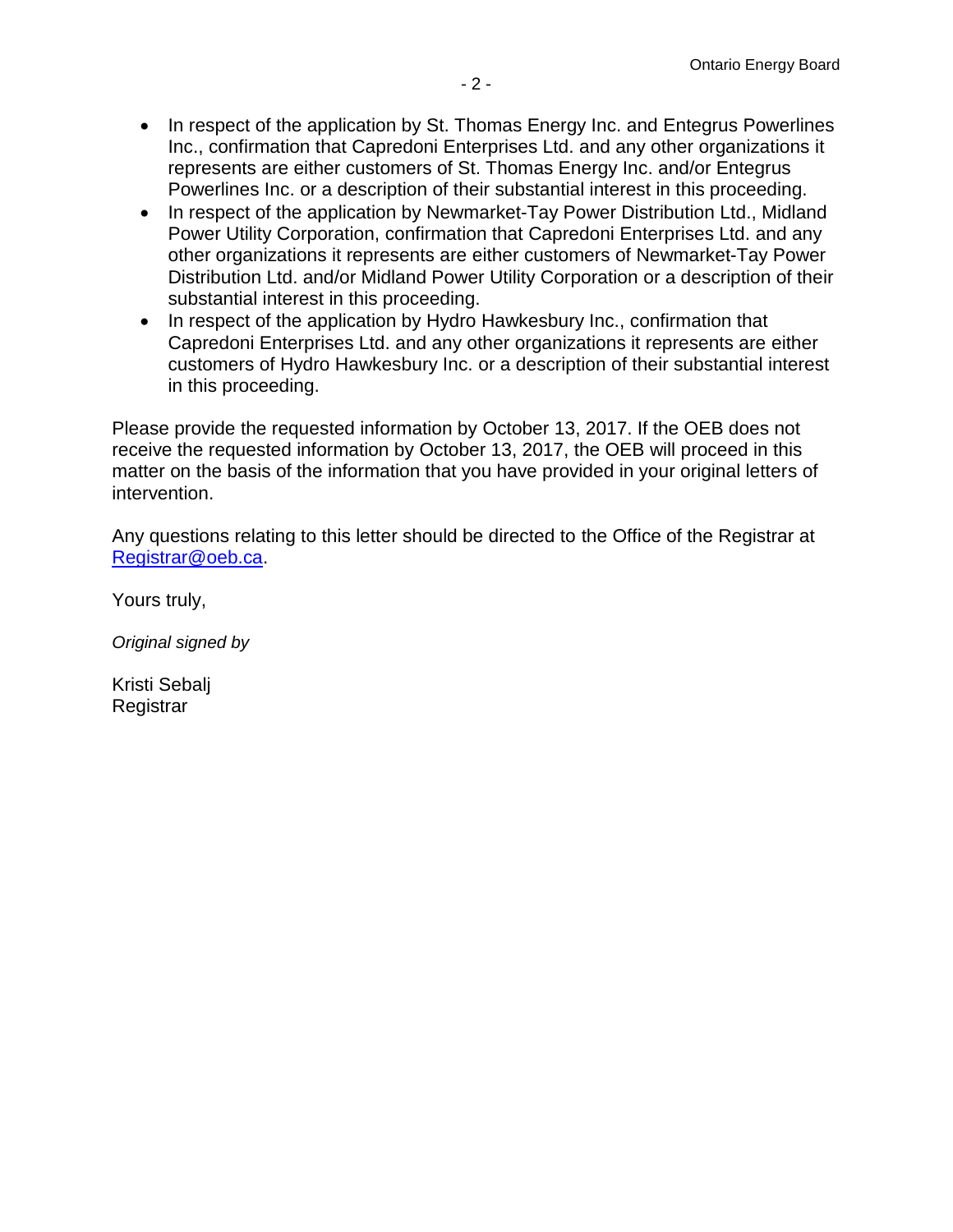- In respect of the application by St. Thomas Energy Inc. and Entegrus Powerlines Inc., confirmation that Capredoni Enterprises Ltd. and any other organizations it represents are either customers of St. Thomas Energy Inc. and/or Entegrus Powerlines Inc. or a description of their substantial interest in this proceeding.
- In respect of the application by Newmarket-Tay Power Distribution Ltd., Midland Power Utility Corporation, confirmation that Capredoni Enterprises Ltd. and any other organizations it represents are either customers of Newmarket-Tay Power Distribution Ltd. and/or Midland Power Utility Corporation or a description of their substantial interest in this proceeding.
- In respect of the application by Hydro Hawkesbury Inc., confirmation that Capredoni Enterprises Ltd. and any other organizations it represents are either customers of Hydro Hawkesbury Inc. or a description of their substantial interest in this proceeding.

Please provide the requested information by October 13, 2017. If the OEB does not receive the requested information by October 13, 2017, the OEB will proceed in this matter on the basis of the information that you have provided in your original letters of intervention.

Any questions relating to this letter should be directed to the Office of the Registrar at Registrar@oeb.ca.

Yours truly,

*Original signed by*

Kristi Sebalj
Registrar